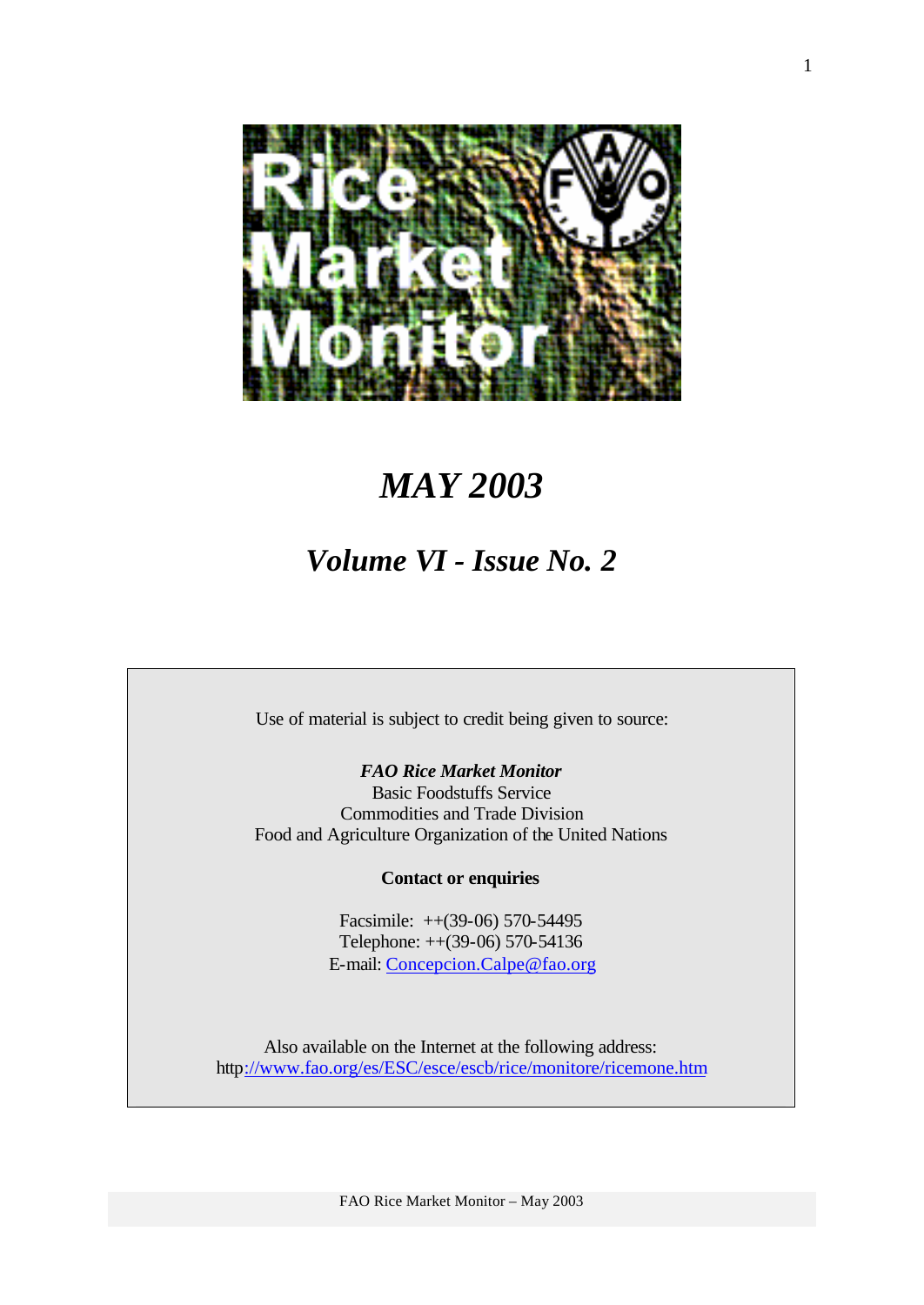# Rice Market Monitor

# *MAY 2003*

## *Volume VI - Issue No. 2*

Use of material is subject to credit being given to source:

***FAO Rice Market Monitor***
Basic Foodstuffs Service
Commodities and Trade Division
Food and Agriculture Organization of the United Nations

**Contact or enquiries**

Facsimile: ++(39-06) 570-54495
Telephone: ++(39-06) 570-54136
E-mail: Concepcion.Calpe@fao.org

Also available on the Internet at the following address:
http://www.fao.org/es/ESC/esce/escb/rice/monitore/ricemone.htm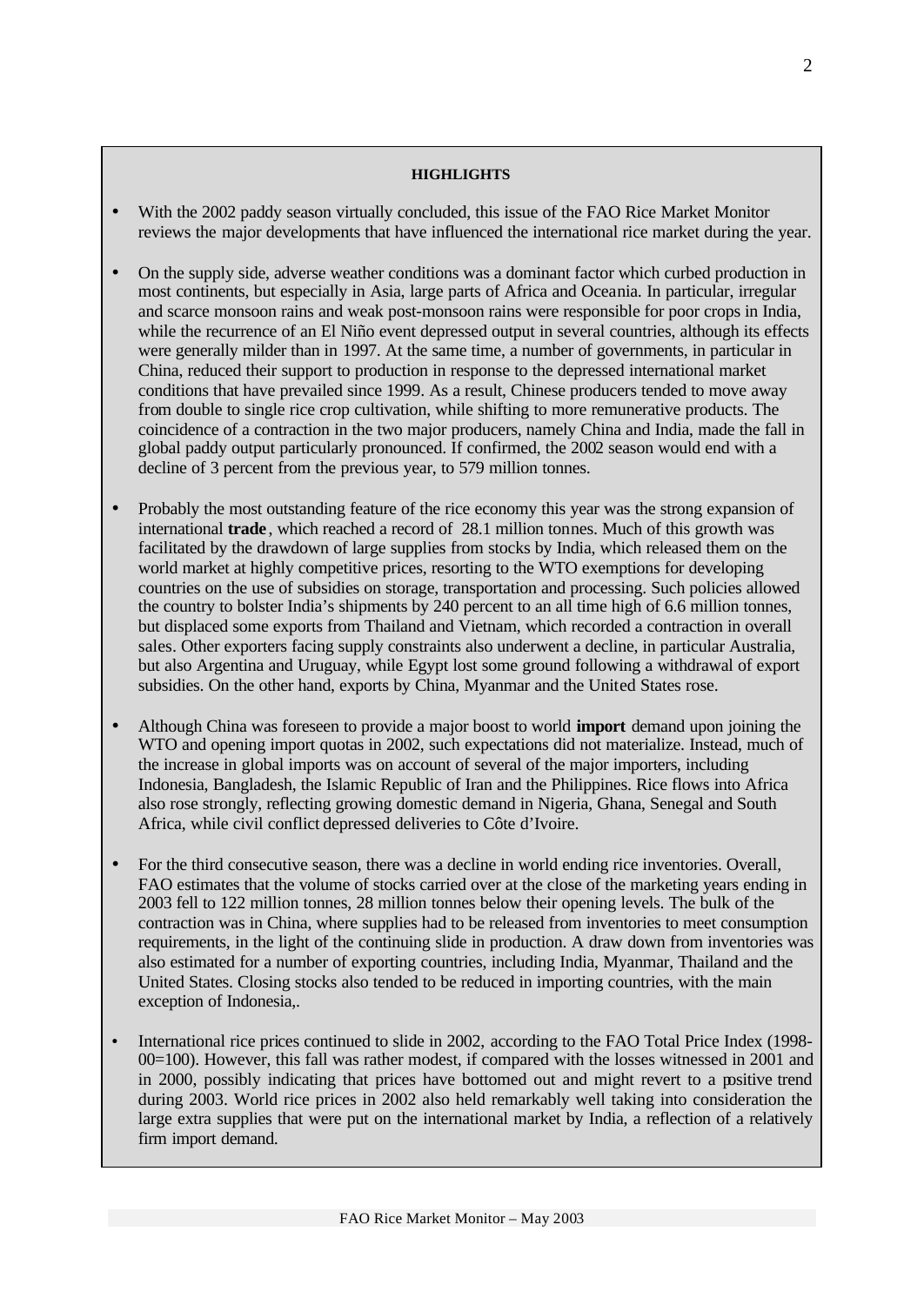**HIGHLIGHTS**

- With the 2002 paddy season virtually concluded, this issue of the FAO Rice Market Monitor reviews the major developments that have influenced the international rice market during the year.

- On the supply side, adverse weather conditions was a dominant factor which curbed production in most continents, but especially in Asia, large parts of Africa and Oceania. In particular, irregular and scarce monsoon rains and weak post-monsoon rains were responsible for poor crops in India, while the recurrence of an El Niño event depressed output in several countries, although its effects were generally milder than in 1997. At the same time, a number of governments, in particular in China, reduced their support to production in response to the depressed international market conditions that have prevailed since 1999. As a result, Chinese producers tended to move away from double to single rice crop cultivation, while shifting to more remunerative products. The coincidence of a contraction in the two major producers, namely China and India, made the fall in global paddy output particularly pronounced. If confirmed, the 2002 season would end with a decline of 3 percent from the previous year, to 579 million tonnes.

- Probably the most outstanding feature of the rice economy this year was the strong expansion of international **trade**, which reached a record of 28.1 million tonnes. Much of this growth was facilitated by the drawdown of large supplies from stocks by India, which released them on the world market at highly competitive prices, resorting to the WTO exemptions for developing countries on the use of subsidies on storage, transportation and processing. Such policies allowed the country to bolster India's shipments by 240 percent to an all time high of 6.6 million tonnes, but displaced some exports from Thailand and Vietnam, which recorded a contraction in overall sales. Other exporters facing supply constraints also underwent a decline, in particular Australia, but also Argentina and Uruguay, while Egypt lost some ground following a withdrawal of export subsidies. On the other hand, exports by China, Myanmar and the United States rose.

- Although China was foreseen to provide a major boost to world **import** demand upon joining the WTO and opening import quotas in 2002, such expectations did not materialize. Instead, much of the increase in global imports was on account of several of the major importers, including Indonesia, Bangladesh, the Islamic Republic of Iran and the Philippines. Rice flows into Africa also rose strongly, reflecting growing domestic demand in Nigeria, Ghana, Senegal and South Africa, while civil conflict depressed deliveries to Côte d'Ivoire.

- For the third consecutive season, there was a decline in world ending rice inventories. Overall, FAO estimates that the volume of stocks carried over at the close of the marketing years ending in 2003 fell to 122 million tonnes, 28 million tonnes below their opening levels. The bulk of the contraction was in China, where supplies had to be released from inventories to meet consumption requirements, in the light of the continuing slide in production. A draw down from inventories was also estimated for a number of exporting countries, including India, Myanmar, Thailand and the United States. Closing stocks also tended to be reduced in importing countries, with the main exception of Indonesia,.

- International rice prices continued to slide in 2002, according to the FAO Total Price Index (1998-00=100). However, this fall was rather modest, if compared with the losses witnessed in 2001 and in 2000, possibly indicating that prices have bottomed out and might revert to a positive trend during 2003. World rice prices in 2002 also held remarkably well taking into consideration the large extra supplies that were put on the international market by India, a reflection of a relatively firm import demand.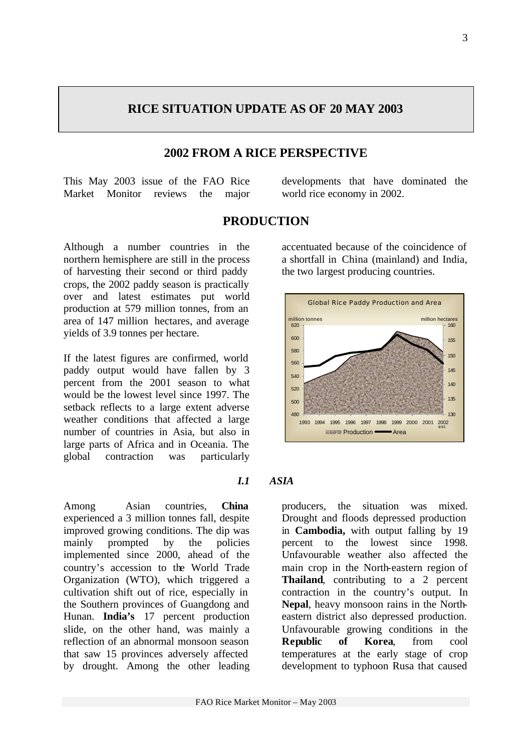# RICE SITUATION UPDATE AS OF 20 MAY 2003

## 2002 FROM A RICE PERSPECTIVE

This May 2003 issue of the FAO Rice Market Monitor reviews the major developments that have dominated the world rice economy in 2002.

## PRODUCTION

Although a number countries in the northern hemisphere are still in the process of harvesting their second or third paddy crops, the 2002 paddy season is practically over and latest estimates put world production at 579 million tonnes, from an area of 147 million hectares, and average yields of 3.9 tonnes per hectare.

If the latest figures are confirmed, world paddy output would have fallen by 3 percent from the 2001 season to what would be the lowest level since 1997. The setback reflects to a large extent adverse weather conditions that affected a large number of countries in Asia, but also in large parts of Africa and in Oceania. The global contraction was particularly accentuated because of the coincidence of a shortfall in China (mainland) and India, the two largest producing countries.

Global Rice Paddy Production and Area

### *I.1 ASIA*

Among Asian countries, **China** experienced a 3 million tonnes fall, despite improved growing conditions. The dip was mainly prompted by the policies implemented since 2000, ahead of the country's accession to the World Trade Organization (WTO), which triggered a cultivation shift out of rice, especially in the Southern provinces of Guangdong and Hunan. **India's** 17 percent production slide, on the other hand, was mainly a reflection of an abnormal monsoon season that saw 15 provinces adversely affected by drought. Among the other leading producers, the situation was mixed. Drought and floods depressed production in **Cambodia,** with output falling by 19 percent to the lowest since 1998. Unfavourable weather also affected the main crop in the North-eastern region of **Thailand**, contributing to a 2 percent contraction in the country's output. In **Nepal**, heavy monsoon rains in the North-eastern district also depressed production. Unfavourable growing conditions in the **Republic of Korea**, from cool temperatures at the early stage of crop development to typhoon Rusa that caused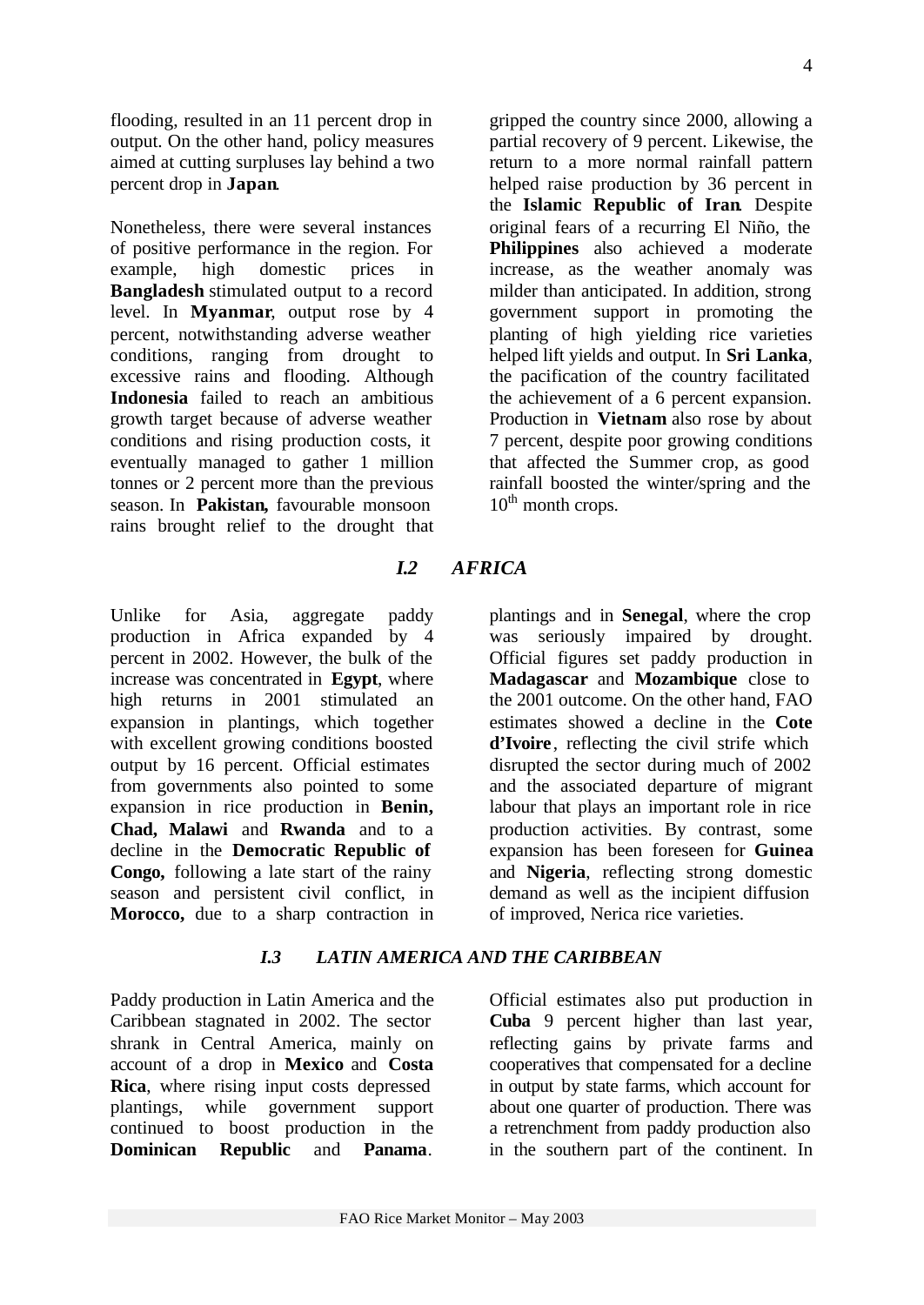flooding, resulted in an 11 percent drop in output. On the other hand, policy measures aimed at cutting surpluses lay behind a two percent drop in **Japan**.

Nonetheless, there were several instances of positive performance in the region. For example, high domestic prices in **Bangladesh** stimulated output to a record level. In **Myanmar**, output rose by 4 percent, notwithstanding adverse weather conditions, ranging from drought to excessive rains and flooding. Although **Indonesia** failed to reach an ambitious growth target because of adverse weather conditions and rising production costs, it eventually managed to gather 1 million tonnes or 2 percent more than the previous season. In **Pakistan,** favourable monsoon rains brought relief to the drought that gripped the country since 2000, allowing a partial recovery of 9 percent. Likewise, the return to a more normal rainfall pattern helped raise production by 36 percent in the **Islamic Republic of Iran**. Despite original fears of a recurring El Niño, the **Philippines** also achieved a moderate increase, as the weather anomaly was milder than anticipated. In addition, strong government support in promoting the planting of high yielding rice varieties helped lift yields and output. In **Sri Lanka**, the pacification of the country facilitated the achievement of a 6 percent expansion. Production in **Vietnam** also rose by about 7 percent, despite poor growing conditions that affected the Summer crop, as good rainfall boosted the winter/spring and the 10th month crops.

### *I.2 AFRICA*

Unlike for Asia, aggregate paddy production in Africa expanded by 4 percent in 2002. However, the bulk of the increase was concentrated in **Egypt**, where high returns in 2001 stimulated an expansion in plantings, which together with excellent growing conditions boosted output by 16 percent. Official estimates from governments also pointed to some expansion in rice production in **Benin, Chad, Malawi** and **Rwanda** and to a decline in the **Democratic Republic of Congo,** following a late start of the rainy season and persistent civil conflict, in **Morocco,** due to a sharp contraction in plantings and in **Senegal**, where the crop was seriously impaired by drought. Official figures set paddy production in **Madagascar** and **Mozambique** close to the 2001 outcome. On the other hand, FAO estimates showed a decline in the **Cote d'Ivoire**, reflecting the civil strife which disrupted the sector during much of 2002 and the associated departure of migrant labour that plays an important role in rice production activities. By contrast, some expansion has been foreseen for **Guinea** and **Nigeria**, reflecting strong domestic demand as well as the incipient diffusion of improved, Nerica rice varieties.

### *I.3 LATIN AMERICA AND THE CARIBBEAN*

Paddy production in Latin America and the Caribbean stagnated in 2002. The sector shrank in Central America, mainly on account of a drop in **Mexico** and **Costa Rica**, where rising input costs depressed plantings, while government support continued to boost production in the **Dominican Republic** and **Panama**. Official estimates also put production in **Cuba** 9 percent higher than last year, reflecting gains by private farms and cooperatives that compensated for a decline in output by state farms, which account for about one quarter of production. There was a retrenchment from paddy production also in the southern part of the continent. In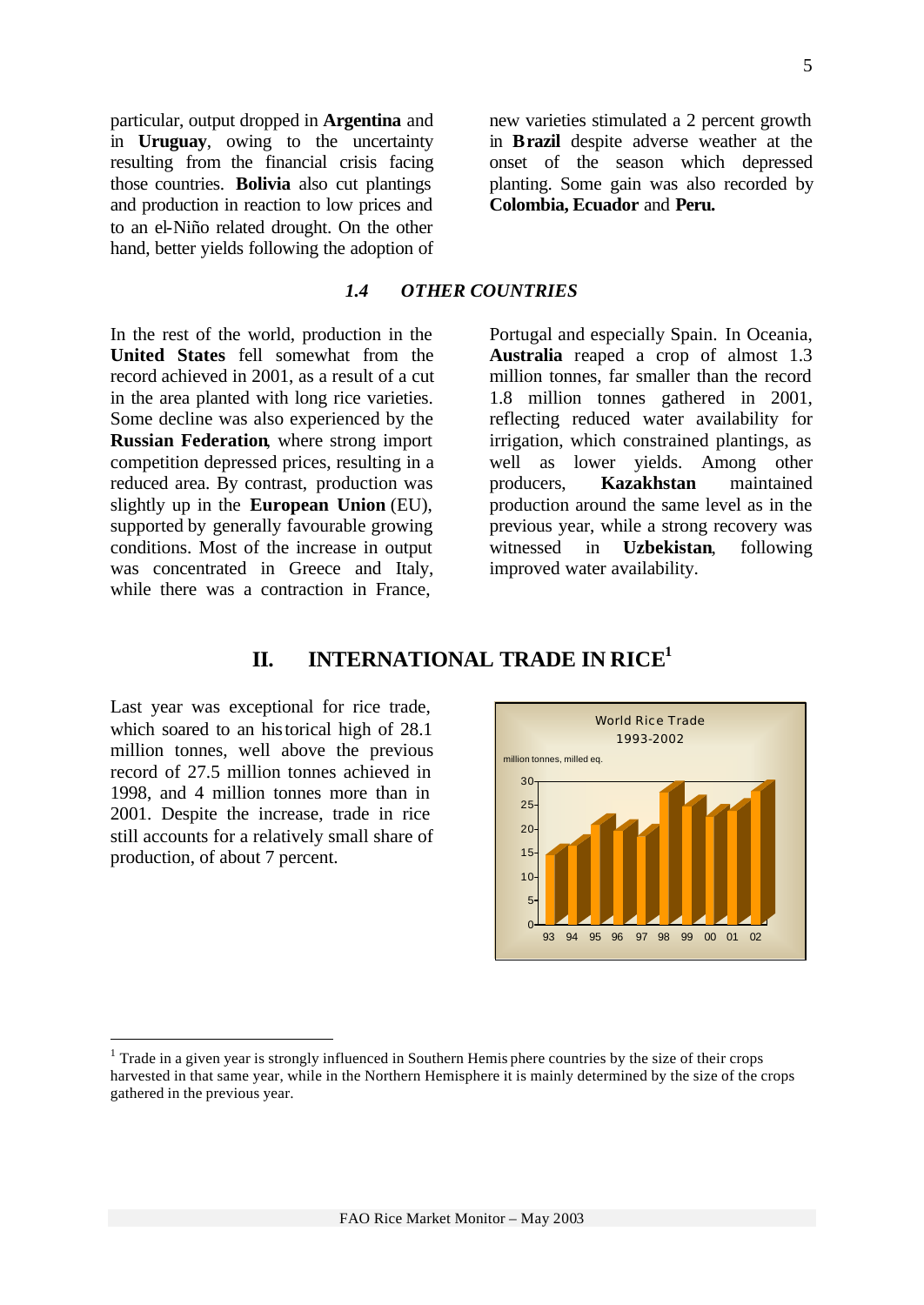particular, output dropped in **Argentina** and in **Uruguay**, owing to the uncertainty resulting from the financial crisis facing those countries. **Bolivia** also cut plantings and production in reaction to low prices and to an el-Niño related drought. On the other hand, better yields following the adoption of new varieties stimulated a 2 percent growth in **Brazil** despite adverse weather at the onset of the season which depressed planting. Some gain was also recorded by **Colombia, Ecuador** and **Peru.**

### *1.4 OTHER COUNTRIES*

In the rest of the world, production in the **United States** fell somewhat from the record achieved in 2001, as a result of a cut in the area planted with long rice varieties. Some decline was also experienced by the **Russian Federation**, where strong import competition depressed prices, resulting in a reduced area. By contrast, production was slightly up in the **European Union** (EU), supported by generally favourable growing conditions. Most of the increase in output was concentrated in Greece and Italy, while there was a contraction in France, Portugal and especially Spain. In Oceania, **Australia** reaped a crop of almost 1.3 million tonnes, far smaller than the record 1.8 million tonnes gathered in 2001, reflecting reduced water availability for irrigation, which constrained plantings, as well as lower yields. Among other producers, **Kazakhstan** maintained production around the same level as in the previous year, while a strong recovery was witnessed in **Uzbekistan**, following improved water availability.

## II. INTERNATIONAL TRADE IN RICE[1]

Last year was exceptional for rice trade, which soared to an historical high of 28.1 million tonnes, well above the previous record of 27.5 million tonnes achieved in 1998, and 4 million tonnes more than in 2001. Despite the increase, trade in rice still accounts for a relatively small share of production, of about 7 percent.

World Rice Trade 1993-2002

million tonnes, milled eq.

[1] Trade in a given year is strongly influenced in Southern Hemisphere countries by the size of their crops harvested in that same year, while in the Northern Hemisphere it is mainly determined by the size of the crops gathered in the previous year.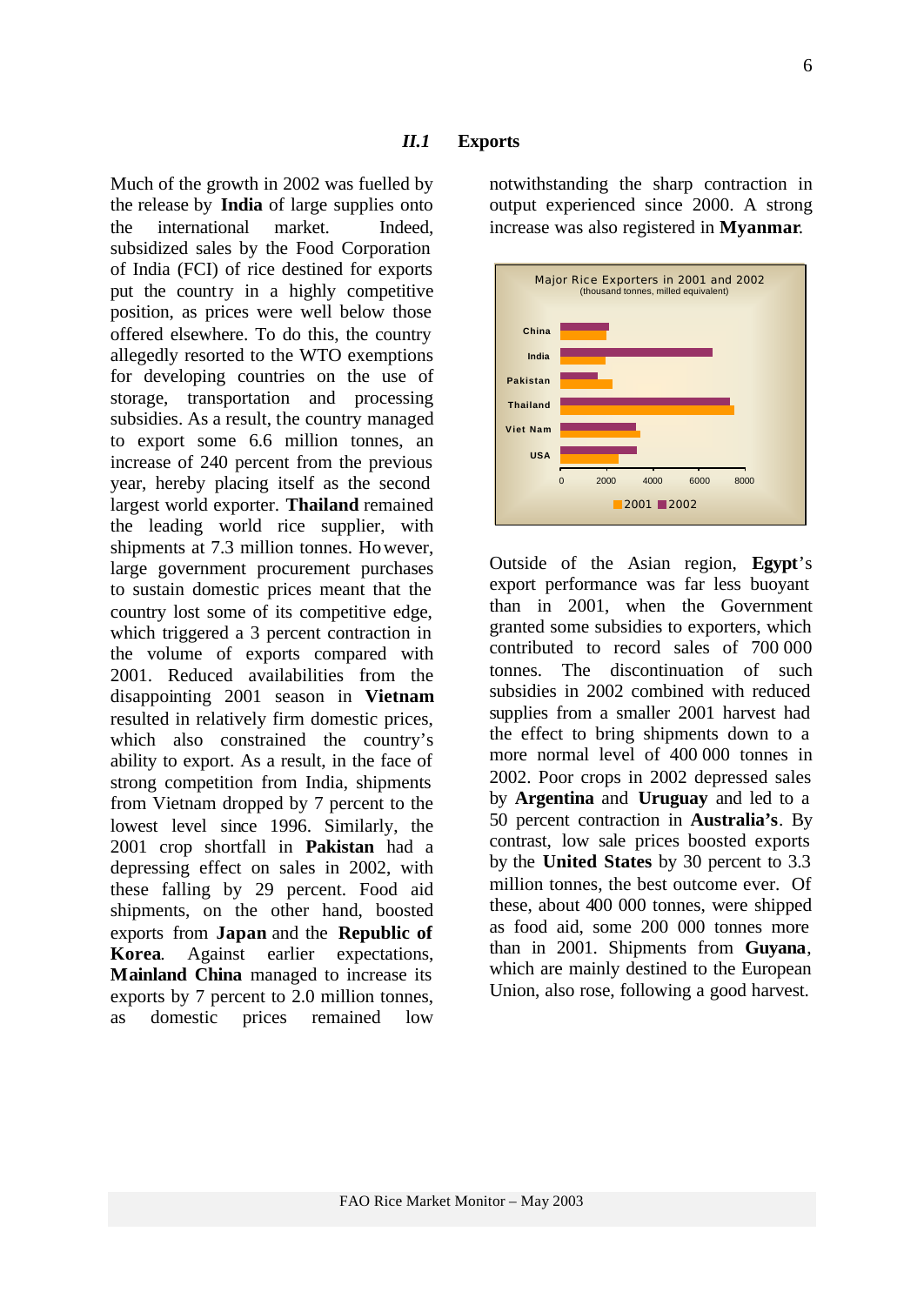## *II.1* Exports

Much of the growth in 2002 was fuelled by the release by **India** of large supplies onto the international market. Indeed, subsidized sales by the Food Corporation of India (FCI) of rice destined for exports put the country in a highly competitive position, as prices were well below those offered elsewhere. To do this, the country allegedly resorted to the WTO exemptions for developing countries on the use of storage, transportation and processing subsidies. As a result, the country managed to export some 6.6 million tonnes, an increase of 240 percent from the previous year, hereby placing itself as the second largest world exporter. **Thailand** remained the leading world rice supplier, with shipments at 7.3 million tonnes. However, large government procurement purchases to sustain domestic prices meant that the country lost some of its competitive edge, which triggered a 3 percent contraction in the volume of exports compared with 2001. Reduced availabilities from the disappointing 2001 season in **Vietnam** resulted in relatively firm domestic prices, which also constrained the country's ability to export. As a result, in the face of strong competition from India, shipments from Vietnam dropped by 7 percent to the lowest level since 1996. Similarly, the 2001 crop shortfall in **Pakistan** had a depressing effect on sales in 2002, with these falling by 29 percent. Food aid shipments, on the other hand, boosted exports from **Japan** and the **Republic of Korea**. Against earlier expectations, **Mainland China** managed to increase its exports by 7 percent to 2.0 million tonnes, as domestic prices remained low notwithstanding the sharp contraction in output experienced since 2000. A strong increase was also registered in **Myanmar**.

Major Rice Exporters in 2001 and 2002
(thousand tonnes, milled equivalent)

Outside of the Asian region, **Egypt**'s export performance was far less buoyant than in 2001, when the Government granted some subsidies to exporters, which contributed to record sales of 700 000 tonnes. The discontinuation of such subsidies in 2002 combined with reduced supplies from a smaller 2001 harvest had the effect to bring shipments down to a more normal level of 400 000 tonnes in 2002. Poor crops in 2002 depressed sales by **Argentina** and **Uruguay** and led to a 50 percent contraction in **Australia's**. By contrast, low sale prices boosted exports by the **United States** by 30 percent to 3.3 million tonnes, the best outcome ever. Of these, about 400 000 tonnes, were shipped as food aid, some 200 000 tonnes more than in 2001. Shipments from **Guyana**, which are mainly destined to the European Union, also rose, following a good harvest.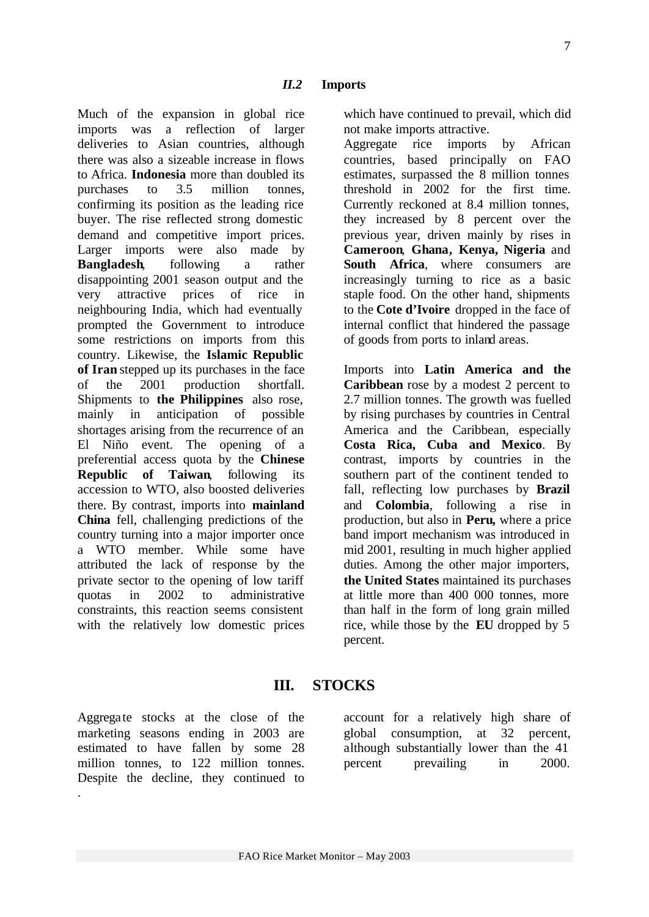### *II.2* Imports

Much of the expansion in global rice imports was a reflection of larger deliveries to Asian countries, although there was also a sizeable increase in flows to Africa. **Indonesia** more than doubled its purchases to 3.5 million tonnes, confirming its position as the leading rice buyer. The rise reflected strong domestic demand and competitive import prices. Larger imports were also made by **Bangladesh**, following a rather disappointing 2001 season output and the very attractive prices of rice in neighbouring India, which had eventually prompted the Government to introduce some restrictions on imports from this country. Likewise, the **Islamic Republic of Iran** stepped up its purchases in the face of the 2001 production shortfall. Shipments to **the Philippines** also rose, mainly in anticipation of possible shortages arising from the recurrence of an El Niño event. The opening of a preferential access quota by the **Chinese Republic of Taiwan**, following its accession to WTO, also boosted deliveries there. By contrast, imports into **mainland China** fell, challenging predictions of the country turning into a major importer once a WTO member. While some have attributed the lack of response by the private sector to the opening of low tariff quotas in 2002 to administrative constraints, this reaction seems consistent with the relatively low domestic prices which have continued to prevail, which did not make imports attractive.

Aggregate rice imports by African countries, based principally on FAO estimates, surpassed the 8 million tonnes threshold in 2002 for the first time. Currently reckoned at 8.4 million tonnes, they increased by 8 percent over the previous year, driven mainly by rises in **Cameroon**, **Ghana, Kenya, Nigeria** and **South Africa**, where consumers are increasingly turning to rice as a basic staple food. On the other hand, shipments to the **Cote d'Ivoire** dropped in the face of internal conflict that hindered the passage of goods from ports to inland areas.

Imports into **Latin America and the Caribbean** rose by a modest 2 percent to 2.7 million tonnes. The growth was fuelled by rising purchases by countries in the Central America and the Caribbean, especially **Costa Rica, Cuba and Mexico**. By contrast, imports by countries in the southern part of the continent tended to fall, reflecting low purchases by **Brazil** and **Colombia**, following a rise in production, but also in **Peru,** where a price band import mechanism was introduced in mid 2001, resulting in much higher applied duties. Among the other major importers, **the United States** maintained its purchases at little more than 400 000 tonnes, more than half in the form of long grain milled rice, while those by the **EU** dropped by 5 percent.

## III. STOCKS

Aggregate stocks at the close of the marketing seasons ending in 2003 are estimated to have fallen by some 28 million tonnes, to 122 million tonnes. Despite the decline, they continued to account for a relatively high share of global consumption, at 32 percent, although substantially lower than the 41 percent prevailing in 2000.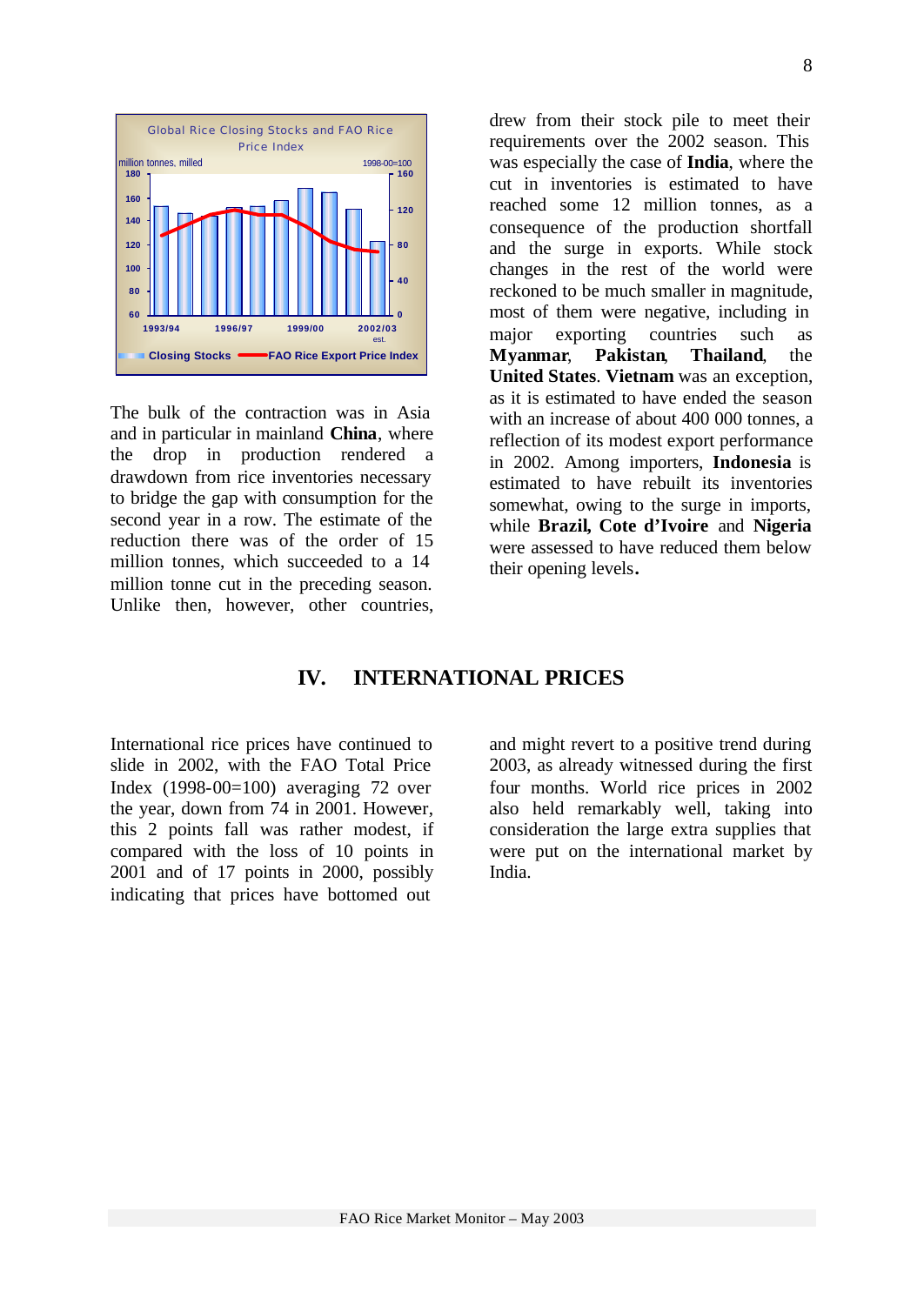Global Rice Closing Stocks and FAO Rice Price Index

The bulk of the contraction was in Asia and in particular in mainland **China**, where the drop in production rendered a drawdown from rice inventories necessary to bridge the gap with consumption for the second year in a row. The estimate of the reduction there was of the order of 15 million tonnes, which succeeded to a 14 million tonne cut in the preceding season. Unlike then, however, other countries, drew from their stock pile to meet their requirements over the 2002 season. This was especially the case of **India**, where the cut in inventories is estimated to have reached some 12 million tonnes, as a consequence of the production shortfall and the surge in exports. While stock changes in the rest of the world were reckoned to be much smaller in magnitude, most of them were negative, including in major exporting countries such as **Myanmar**, **Pakistan**, **Thailand**, the **United States**. **Vietnam** was an exception, as it is estimated to have ended the season with an increase of about 400 000 tonnes, a reflection of its modest export performance in 2002. Among importers, **Indonesia** is estimated to have rebuilt its inventories somewhat, owing to the surge in imports, while **Brazil, Cote d'Ivoire** and **Nigeria** were assessed to have reduced them below their opening levels.

## IV. INTERNATIONAL PRICES

International rice prices have continued to slide in 2002, with the FAO Total Price Index (1998-00=100) averaging 72 over the year, down from 74 in 2001. However, this 2 points fall was rather modest, if compared with the loss of 10 points in 2001 and of 17 points in 2000, possibly indicating that prices have bottomed out and might revert to a positive trend during 2003, as already witnessed during the first four months. World rice prices in 2002 also held remarkably well, taking into consideration the large extra supplies that were put on the international market by India.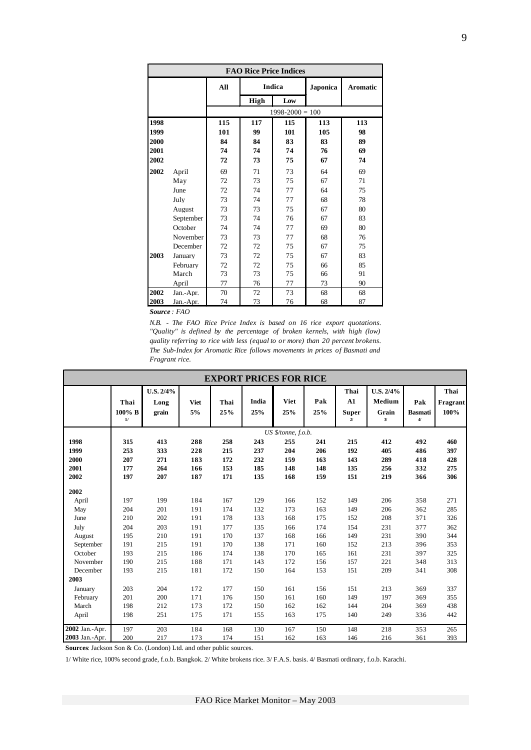| FAO Rice Price Indices | | | | | | |
|---|---|---|---|---|---|---|
| | | All | Indica | | Japonica | Aromatic |
| | | | High | Low | | |
| | | 1998-2000 = 100 | | | | |
| **1998** | | **115** | **117** | **115** | **113** | **113** |
| **1999** | | **101** | **99** | **101** | **105** | **98** |
| **2000** | | **84** | **84** | **83** | **83** | **89** |
| **2001** | | **74** | **74** | **74** | **76** | **69** |
| **2002** | | **72** | **73** | **75** | **67** | **74** |
| **2002** | April | 69 | 71 | 73 | 64 | 69 |
| | May | 72 | 73 | 75 | 67 | 71 |
| | June | 72 | 74 | 77 | 64 | 75 |
| | July | 73 | 74 | 77 | 68 | 78 |
| | August | 73 | 73 | 75 | 67 | 80 |
| | September | 73 | 74 | 76 | 67 | 83 |
| | October | 74 | 74 | 77 | 69 | 80 |
| | November | 73 | 73 | 77 | 68 | 76 |
| | December | 72 | 72 | 75 | 67 | 75 |
| **2003** | January | 73 | 72 | 75 | 67 | 83 |
| | February | 72 | 72 | 75 | 66 | 85 |
| | March | 73 | 73 | 75 | 66 | 91 |
| | April | 77 | 76 | 77 | 73 | 90 |
| **2002** | Jan.-Apr. | 70 | 72 | 73 | 68 | 68 |
| **2003** | Jan.-Apr. | 74 | 73 | 76 | 68 | 87 |

***Source*** *: FAO*

*N.B. - The FAO Rice Price Index is based on 16 rice export quotations. "Quality" is defined by the percentage of broken kernels, with high (low) quality referring to rice with less (equal to or more) than 20 percent brokens. The Sub-Index for Aromatic Rice follows movements in prices of Basmati and Fragrant rice.*

| EXPORT PRICES FOR RICE | | | | | | | | | | | |
|---|---|---|---|---|---|---|---|---|---|---|---|
| | Thai 100% B 1/ | U.S. 2/4% Long grain | Viet 5% | Thai 25% | India 25% | Viet 25% | Pak 25% | Thai A1 Super 2/ | U.S. 2/4% Medium Grain 3/ | Pak Basmati 4/ | Thai Fragrant 100% |
| | US $/tonne, f.o.b. | | | | | | | | | | |
| **1998** | **315** | **413** | **288** | **258** | **243** | **255** | **241** | **215** | **412** | **492** | **460** |
| **1999** | **253** | **333** | **228** | **215** | **237** | **204** | **206** | **192** | **405** | **486** | **397** |
| **2000** | **207** | **271** | **183** | **172** | **232** | **159** | **163** | **143** | **289** | **418** | **428** |
| **2001** | **177** | **264** | **166** | **153** | **185** | **148** | **148** | **135** | **256** | **332** | **275** |
| **2002** | **197** | **207** | **187** | **171** | **135** | **168** | **159** | **151** | **219** | **366** | **306** |
| **2002** | | | | | | | | | | | |
| April | 197 | 199 | 184 | 167 | 129 | 166 | 152 | 149 | 206 | 358 | 271 |
| May | 204 | 201 | 191 | 174 | 132 | 173 | 163 | 149 | 206 | 362 | 285 |
| June | 210 | 202 | 191 | 178 | 133 | 168 | 175 | 152 | 208 | 371 | 326 |
| July | 204 | 203 | 191 | 177 | 135 | 166 | 174 | 154 | 231 | 377 | 362 |
| August | 195 | 210 | 191 | 170 | 137 | 168 | 166 | 149 | 231 | 390 | 344 |
| September | 191 | 215 | 191 | 170 | 138 | 171 | 160 | 152 | 213 | 396 | 353 |
| October | 193 | 215 | 186 | 174 | 138 | 170 | 165 | 161 | 231 | 397 | 325 |
| November | 190 | 215 | 188 | 171 | 143 | 172 | 156 | 157 | 221 | 348 | 313 |
| December | 193 | 215 | 181 | 172 | 150 | 164 | 153 | 151 | 209 | 341 | 308 |
| **2003** | | | | | | | | | | | |
| January | 203 | 204 | 172 | 177 | 150 | 161 | 156 | 151 | 213 | 369 | 337 |
| February | 201 | 200 | 171 | 176 | 150 | 161 | 160 | 149 | 197 | 369 | 355 |
| March | 198 | 212 | 173 | 172 | 150 | 162 | 162 | 144 | 204 | 369 | 438 |
| April | 198 | 251 | 175 | 171 | 155 | 163 | 175 | 140 | 249 | 336 | 442 |
| **2002** Jan.-Apr. | 197 | 203 | 184 | 168 | 130 | 167 | 150 | 148 | 218 | 353 | 265 |
| **2003** Jan.-Apr. | 200 | 217 | 173 | 174 | 151 | 162 | 163 | 146 | 216 | 361 | 393 |

**Sources**: Jackson Son & Co. (London) Ltd. and other public sources.

1/ White rice, 100% second grade, f.o.b. Bangkok. 2/ White brokens rice. 3/ F.A.S. basis. 4/ Basmati ordinary, f.o.b. Karachi.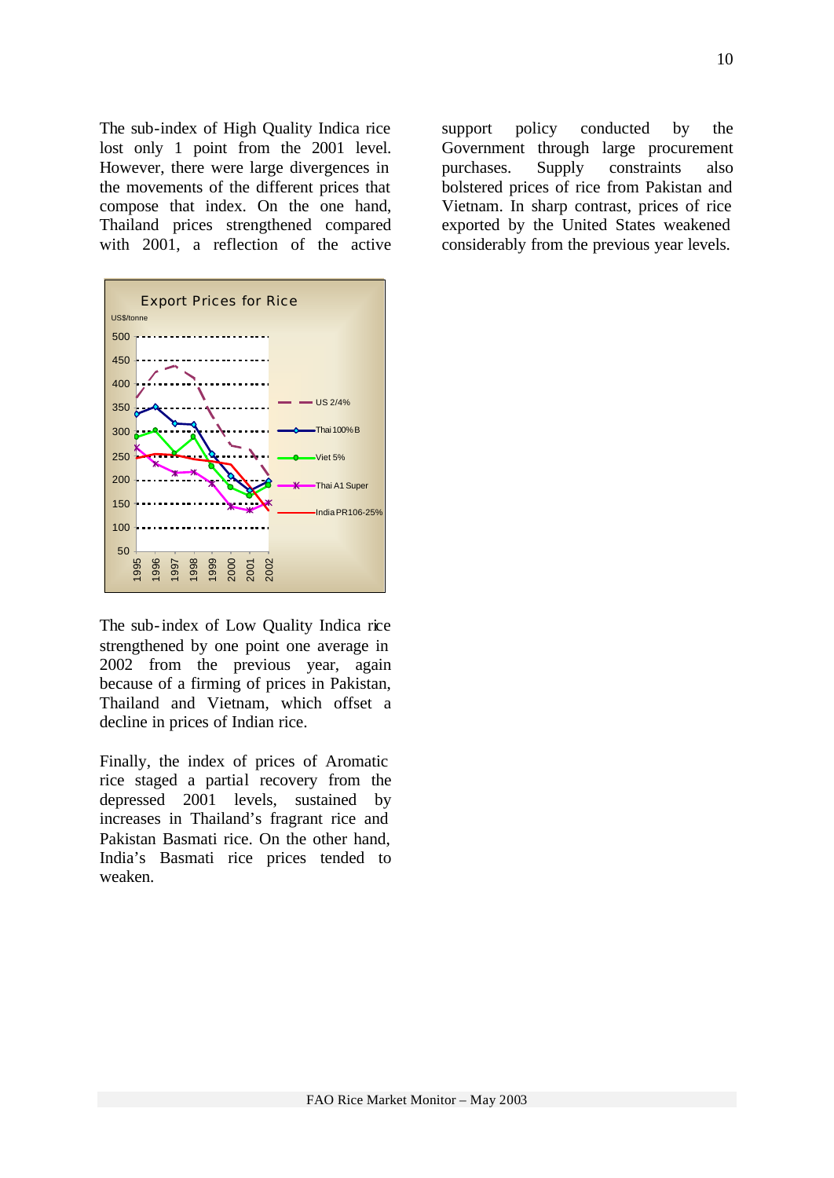The sub-index of High Quality Indica rice lost only 1 point from the 2001 level. However, there were large divergences in the movements of the different prices that compose that index. On the one hand, Thailand prices strengthened compared with 2001, a reflection of the active support policy conducted by the Government through large procurement purchases. Supply constraints also bolstered prices of rice from Pakistan and Vietnam. In sharp contrast, prices of rice exported by the United States weakened considerably from the previous year levels.

The sub-index of Low Quality Indica rice strengthened by one point one average in 2002 from the previous year, again because of a firming of prices in Pakistan, Thailand and Vietnam, which offset a decline in prices of Indian rice.

Finally, the index of prices of Aromatic rice staged a partial recovery from the depressed 2001 levels, sustained by increases in Thailand's fragrant rice and Pakistan Basmati rice. On the other hand, India's Basmati rice prices tended to weaken.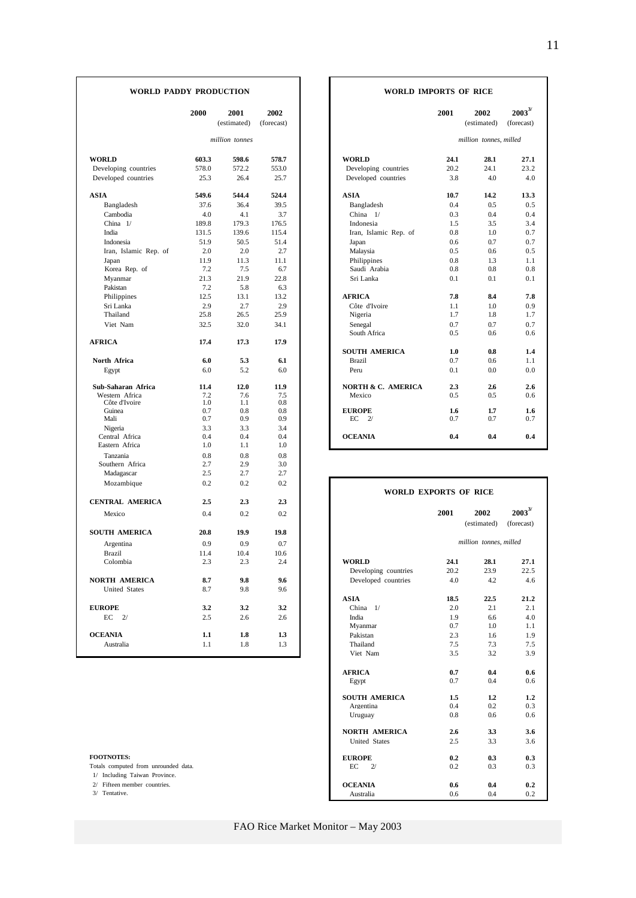## WORLD PADDY PRODUCTION

| | 2000 | 2001 (estimated) | 2002 (forecast) |
|---|---|---|---|
| | | *million tonnes* | |
| **WORLD** | **603.3** | **598.6** | **578.7** |
| Developing countries | 578.0 | 572.2 | 553.0 |
| Developed countries | 25.3 | 26.4 | 25.7 |
| **ASIA** | **549.6** | **544.4** | **524.4** |
| Bangladesh | 37.6 | 36.4 | 39.5 |
| Cambodia | 4.0 | 4.1 | 3.7 |
| China 1/ | 189.8 | 179.3 | 176.5 |
| India | 131.5 | 139.6 | 115.4 |
| Indonesia | 51.9 | 50.5 | 51.4 |
| Iran, Islamic Rep. of | 2.0 | 2.0 | 2.7 |
| Japan | 11.9 | 11.3 | 11.1 |
| Korea Rep. of | 7.2 | 7.5 | 6.7 |
| Myanmar | 21.3 | 21.9 | 22.8 |
| Pakistan | 7.2 | 5.8 | 6.3 |
| Philippines | 12.5 | 13.1 | 13.2 |
| Sri Lanka | 2.9 | 2.7 | 2.9 |
| Thailand | 25.8 | 26.5 | 25.9 |
| Viet Nam | 32.5 | 32.0 | 34.1 |
| **AFRICA** | **17.4** | **17.3** | **17.9** |
| **North Africa** | **6.0** | **5.3** | **6.1** |
| Egypt | 6.0 | 5.2 | 6.0 |
| **Sub-Saharan Africa** | **11.4** | **12.0** | **11.9** |
| Western Africa | 7.2 | 7.6 | 7.5 |
| Côte d'Ivoire | 1.0 | 1.1 | 0.8 |
| Guinea | 0.7 | 0.8 | 0.8 |
| Mali | 0.7 | 0.9 | 0.9 |
| Nigeria | 3.3 | 3.3 | 3.4 |
| Central Africa | 0.4 | 0.4 | 0.4 |
| Eastern Africa | 1.0 | 1.1 | 1.0 |
| Tanzania | 0.8 | 0.8 | 0.8 |
| Southern Africa | 2.7 | 2.9 | 3.0 |
| Madagascar | 2.5 | 2.7 | 2.7 |
| Mozambique | 0.2 | 0.2 | 0.2 |
| **CENTRAL AMERICA** | **2.5** | **2.3** | **2.3** |
| Mexico | 0.4 | 0.2 | 0.2 |
| **SOUTH AMERICA** | **20.8** | **19.9** | **19.8** |
| Argentina | 0.9 | 0.9 | 0.7 |
| Brazil | 11.4 | 10.4 | 10.6 |
| Colombia | 2.3 | 2.3 | 2.4 |
| **NORTH AMERICA** | **8.7** | **9.8** | **9.6** |
| United States | 8.7 | 9.8 | 9.6 |
| **EUROPE** | **3.2** | **3.2** | **3.2** |
| EC 2/ | 2.5 | 2.6 | 2.6 |
| **OCEANIA** | **1.1** | **1.8** | **1.3** |
| Australia | 1.1 | 1.8 | 1.3 |

## WORLD IMPORTS OF RICE

| | 2001 | 2002 (estimated) | 2003 3/ (forecast) |
|---|---|---|---|
| | | *million tonnes, milled* | |
| **WORLD** | **24.1** | **28.1** | **27.1** |
| Developing countries | 20.2 | 24.1 | 23.2 |
| Developed countries | 3.8 | 4.0 | 4.0 |
| **ASIA** | **10.7** | **14.2** | **13.3** |
| Bangladesh | 0.4 | 0.5 | 0.5 |
| China 1/ | 0.3 | 0.4 | 0.4 |
| Indonesia | 1.5 | 3.5 | 3.4 |
| Iran, Islamic Rep. of | 0.8 | 1.0 | 0.7 |
| Japan | 0.6 | 0.7 | 0.7 |
| Malaysia | 0.5 | 0.6 | 0.5 |
| Philippines | 0.8 | 1.3 | 1.1 |
| Saudi Arabia | 0.8 | 0.8 | 0.8 |
| Sri Lanka | 0.1 | 0.1 | 0.1 |
| **AFRICA** | **7.8** | **8.4** | **7.8** |
| Côte d'Ivoire | 1.1 | 1.0 | 0.9 |
| Nigeria | 1.7 | 1.8 | 1.7 |
| Senegal | 0.7 | 0.7 | 0.7 |
| South Africa | 0.5 | 0.6 | 0.6 |
| **SOUTH AMERICA** | **1.0** | **0.8** | **1.4** |
| Brazil | 0.7 | 0.6 | 1.1 |
| Peru | 0.1 | 0.0 | 0.0 |
| **NORTH & C. AMERICA** | **2.3** | **2.6** | **2.6** |
| Mexico | 0.5 | 0.5 | 0.6 |
| **EUROPE** | **1.6** | **1.7** | **1.6** |
| EC 2/ | 0.7 | 0.7 | 0.7 |
| **OCEANIA** | **0.4** | **0.4** | **0.4** |

## WORLD EXPORTS OF RICE

| | 2001 | 2002 (estimated) | 2003 3/ (forecast) |
|---|---|---|---|
| | | *million tonnes, milled* | |
| **WORLD** | **24.1** | **28.1** | **27.1** |
| Developing countries | 20.2 | 23.9 | 22.5 |
| Developed countries | 4.0 | 4.2 | 4.6 |
| **ASIA** | **18.5** | **22.5** | **21.2** |
| China 1/ | 2.0 | 2.1 | 2.1 |
| India | 1.9 | 6.6 | 4.0 |
| Myanmar | 0.7 | 1.0 | 1.1 |
| Pakistan | 2.3 | 1.6 | 1.9 |
| Thailand | 7.5 | 7.3 | 7.5 |
| Viet Nam | 3.5 | 3.2 | 3.9 |
| **AFRICA** | **0.7** | **0.4** | **0.6** |
| Egypt | 0.7 | 0.4 | 0.6 |
| **SOUTH AMERICA** | **1.5** | **1.2** | **1.2** |
| Argentina | 0.4 | 0.2 | 0.3 |
| Uruguay | 0.8 | 0.6 | 0.6 |
| **NORTH AMERICA** | **2.6** | **3.3** | **3.6** |
| United States | 2.5 | 3.3 | 3.6 |
| **EUROPE** | **0.2** | **0.3** | **0.3** |
| EC 2/ | 0.2 | 0.3 | 0.3 |
| **OCEANIA** | **0.6** | **0.4** | **0.2** |
| Australia | 0.6 | 0.4 | 0.2 |

**FOOTNOTES:**

Totals computed from unrounded data.

1/ Including Taiwan Province.

2/ Fifteen member countries.

3/ Tentative.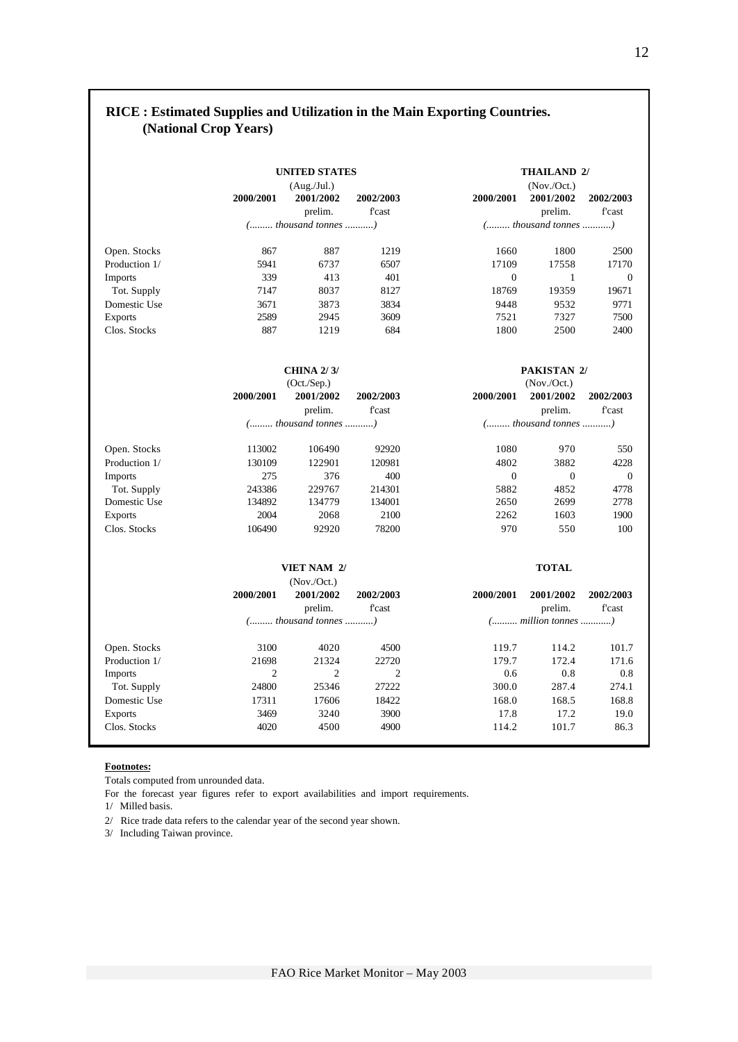## RICE : Estimated Supplies and Utilization in the Main Exporting Countries. (National Crop Years)

| | UNITED STATES (Aug./Jul.) | | | THAILAND 2/ (Nov./Oct.) | | |
|---|---|---|---|---|---|---|
| | 2000/2001 | 2001/2002 prelim. | 2002/2003 f'cast | 2000/2001 | 2001/2002 prelim. | 2002/2003 f'cast |
| | *(......... thousand tonnes ...........)* | | | *(......... thousand tonnes ...........)* | | |
| Open. Stocks | 867 | 887 | 1219 | 1660 | 1800 | 2500 |
| Production 1/ | 5941 | 6737 | 6507 | 17109 | 17558 | 17170 |
| Imports | 339 | 413 | 401 | 0 | 1 | 0 |
| Tot. Supply | 7147 | 8037 | 8127 | 18769 | 19359 | 19671 |
| Domestic Use | 3671 | 3873 | 3834 | 9448 | 9532 | 9771 |
| Exports | 2589 | 2945 | 3609 | 7521 | 7327 | 7500 |
| Clos. Stocks | 887 | 1219 | 684 | 1800 | 2500 | 2400 |

| | CHINA 2/ 3/ (Oct./Sep.) | | | PAKISTAN 2/ (Nov./Oct.) | | |
|---|---|---|---|---|---|---|
| | 2000/2001 | 2001/2002 prelim. | 2002/2003 f'cast | 2000/2001 | 2001/2002 prelim. | 2002/2003 f'cast |
| | *(......... thousand tonnes ...........)* | | | *(......... thousand tonnes ...........)* | | |
| Open. Stocks | 113002 | 106490 | 92920 | 1080 | 970 | 550 |
| Production 1/ | 130109 | 122901 | 120981 | 4802 | 3882 | 4228 |
| Imports | 275 | 376 | 400 | 0 | 0 | 0 |
| Tot. Supply | 243386 | 229767 | 214301 | 5882 | 4852 | 4778 |
| Domestic Use | 134892 | 134779 | 134001 | 2650 | 2699 | 2778 |
| Exports | 2004 | 2068 | 2100 | 2262 | 1603 | 1900 |
| Clos. Stocks | 106490 | 92920 | 78200 | 970 | 550 | 100 |

| | VIET NAM 2/ (Nov./Oct.) | | | TOTAL | | |
|---|---|---|---|---|---|---|
| | 2000/2001 | 2001/2002 prelim. | 2002/2003 f'cast | 2000/2001 | 2001/2002 prelim. | 2002/2003 f'cast |
| | *(......... thousand tonnes ...........)* | | | *(.......... million tonnes ............)* | | |
| Open. Stocks | 3100 | 4020 | 4500 | 119.7 | 114.2 | 101.7 |
| Production 1/ | 21698 | 21324 | 22720 | 179.7 | 172.4 | 171.6 |
| Imports | 2 | 2 | 2 | 0.6 | 0.8 | 0.8 |
| Tot. Supply | 24800 | 25346 | 27222 | 300.0 | 287.4 | 274.1 |
| Domestic Use | 17311 | 17606 | 18422 | 168.0 | 168.5 | 168.8 |
| Exports | 3469 | 3240 | 3900 | 17.8 | 17.2 | 19.0 |
| Clos. Stocks | 4020 | 4500 | 4900 | 114.2 | 101.7 | 86.3 |

**Footnotes:**

Totals computed from unrounded data.

For the forecast year figures refer to export availabilities and import requirements.

1/ Milled basis.

2/ Rice trade data refers to the calendar year of the second year shown.

3/ Including Taiwan province.